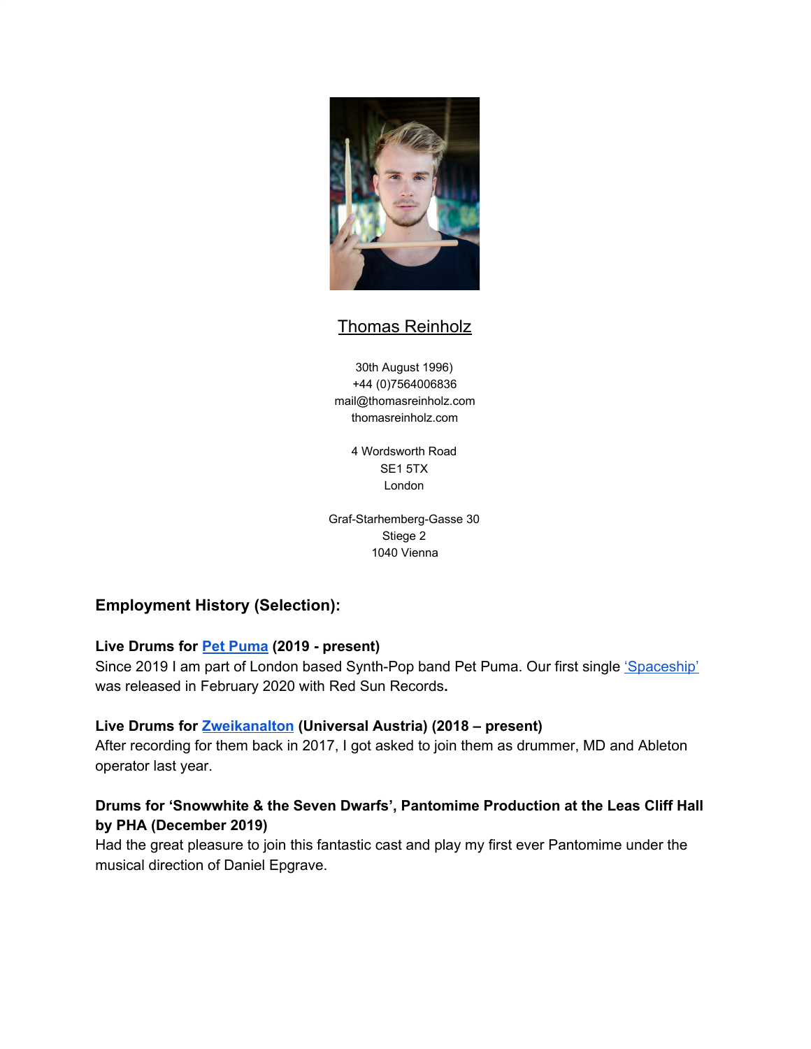# Thomas Reinholz

30th August 1996)
+44 (0)7564006836
mail@thomasreinholz.com
thomasreinholz.com

4 Wordsworth Road
SE1 5TX
London

Graf-Starhemberg-Gasse 30
Stiege 2
1040 Vienna

## Employment History (Selection):

**Live Drums for Pet Puma (2019 - present)**
Since 2019 I am part of London based Synth-Pop band Pet Puma. Our first single 'Spaceship' was released in February 2020 with Red Sun Records**.**

**Live Drums for Zweikanalton (Universal Austria) (2018 – present)**
After recording for them back in 2017, I got asked to join them as drummer, MD and Ableton operator last year.

**Drums for 'Snowwhite & the Seven Dwarfs', Pantomime Production at the Leas Cliff Hall by PHA (December 2019)**
Had the great pleasure to join this fantastic cast and play my first ever Pantomime under the musical direction of Daniel Epgrave.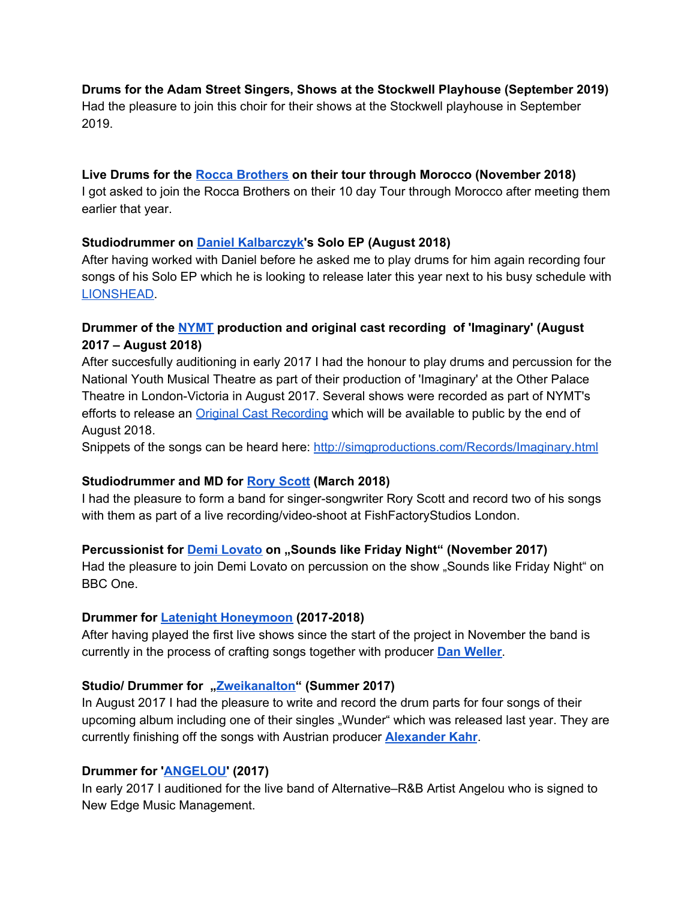**Drums for the Adam Street Singers, Shows at the Stockwell Playhouse (September 2019)**
Had the pleasure to join this choir for their shows at the Stockwell playhouse in September 2019.

**Live Drums for the [Rocca Brothers] on their tour through Morocco (November 2018)**
I got asked to join the Rocca Brothers on their 10 day Tour through Morocco after meeting them earlier that year.

**Studiodrummer on [Daniel Kalbarczyk]'s Solo EP (August 2018)**
After having worked with Daniel before he asked me to play drums for him again recording four songs of his Solo EP which he is looking to release later this year next to his busy schedule with [LIONSHEAD].

**Drummer of the [NYMT] production and original cast recording of 'Imaginary' (August 2017 – August 2018)**
After succesfully auditioning in early 2017 I had the honour to play drums and percussion for the National Youth Musical Theatre as part of their production of 'Imaginary' at the Other Palace Theatre in London-Victoria in August 2017. Several shows were recorded as part of NYMT's efforts to release an [Original Cast Recording] which will be available to public by the end of August 2018.
Snippets of the songs can be heard here: http://simgproductions.com/Records/Imaginary.html

**Studiodrummer and MD for [Rory Scott] (March 2018)**
I had the pleasure to form a band for singer-songwriter Rory Scott and record two of his songs with them as part of a live recording/video-shoot at FishFactoryStudios London.

**Percussionist for [Demi Lovato] on „Sounds like Friday Night“ (November 2017)**
Had the pleasure to join Demi Lovato on percussion on the show „Sounds like Friday Night“ on BBC One.

**Drummer for [Latenight Honeymoon] (2017-2018)**
After having played the first live shows since the start of the project in November the band is currently in the process of crafting songs together with producer **[Dan Weller]**.

**Studio/ Drummer for „[Zweikanalton]“ (Summer 2017)**
In August 2017 I had the pleasure to write and record the drum parts for four songs of their upcoming album including one of their singles „Wunder“ which was released last year. They are currently finishing off the songs with Austrian producer **[Alexander Kahr]**.

**Drummer for '[ANGELOU]' (2017)**
In early 2017 I auditioned for the live band of Alternative–R&B Artist Angelou who is signed to New Edge Music Management.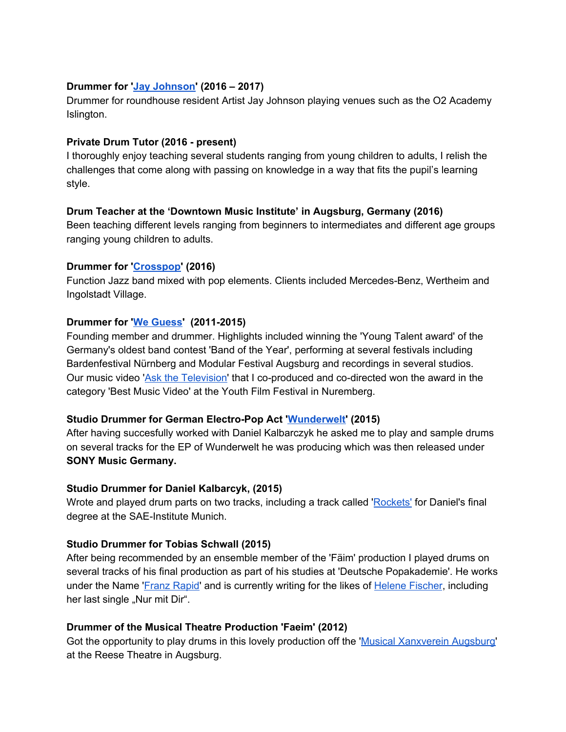**Drummer for 'Jay Johnson' (2016 – 2017)**
Drummer for roundhouse resident Artist Jay Johnson playing venues such as the O2 Academy Islington.

**Private Drum Tutor (2016 - present)**
I thoroughly enjoy teaching several students ranging from young children to adults, I relish the challenges that come along with passing on knowledge in a way that fits the pupil's learning style.

**Drum Teacher at the 'Downtown Music Institute' in Augsburg, Germany (2016)**
Been teaching different levels ranging from beginners to intermediates and different age groups ranging young children to adults.

**Drummer for 'Crosspop' (2016)**
Function Jazz band mixed with pop elements. Clients included Mercedes-Benz, Wertheim and Ingolstadt Village.

**Drummer for 'We Guess' (2011-2015)**
Founding member and drummer. Highlights included winning the 'Young Talent award' of the Germany's oldest band contest 'Band of the Year', performing at several festivals including Bardenfestival Nürnberg and Modular Festival Augsburg and recordings in several studios. Our music video 'Ask the Television' that I co-produced and co-directed won the award in the category 'Best Music Video' at the Youth Film Festival in Nuremberg.

**Studio Drummer for German Electro-Pop Act 'Wunderwelt' (2015)**
After having succesfully worked with Daniel Kalbarczyk he asked me to play and sample drums on several tracks for the EP of Wunderwelt he was producing which was then released under **SONY Music Germany.**

**Studio Drummer for Daniel Kalbarcyk, (2015)**
Wrote and played drum parts on two tracks, including a track called 'Rockets' for Daniel's final degree at the SAE-Institute Munich.

**Studio Drummer for Tobias Schwall (2015)**
After being recommended by an ensemble member of the 'Fäim' production I played drums on several tracks of his final production as part of his studies at 'Deutsche Popakademie'. He works under the Name 'Franz Rapid' and is currently writing for the likes of Helene Fischer, including her last single „Nur mit Dir".

**Drummer of the Musical Theatre Production 'Faeim' (2012)**
Got the opportunity to play drums in this lovely production off the 'Musical Xanxverein Augsburg' at the Reese Theatre in Augsburg.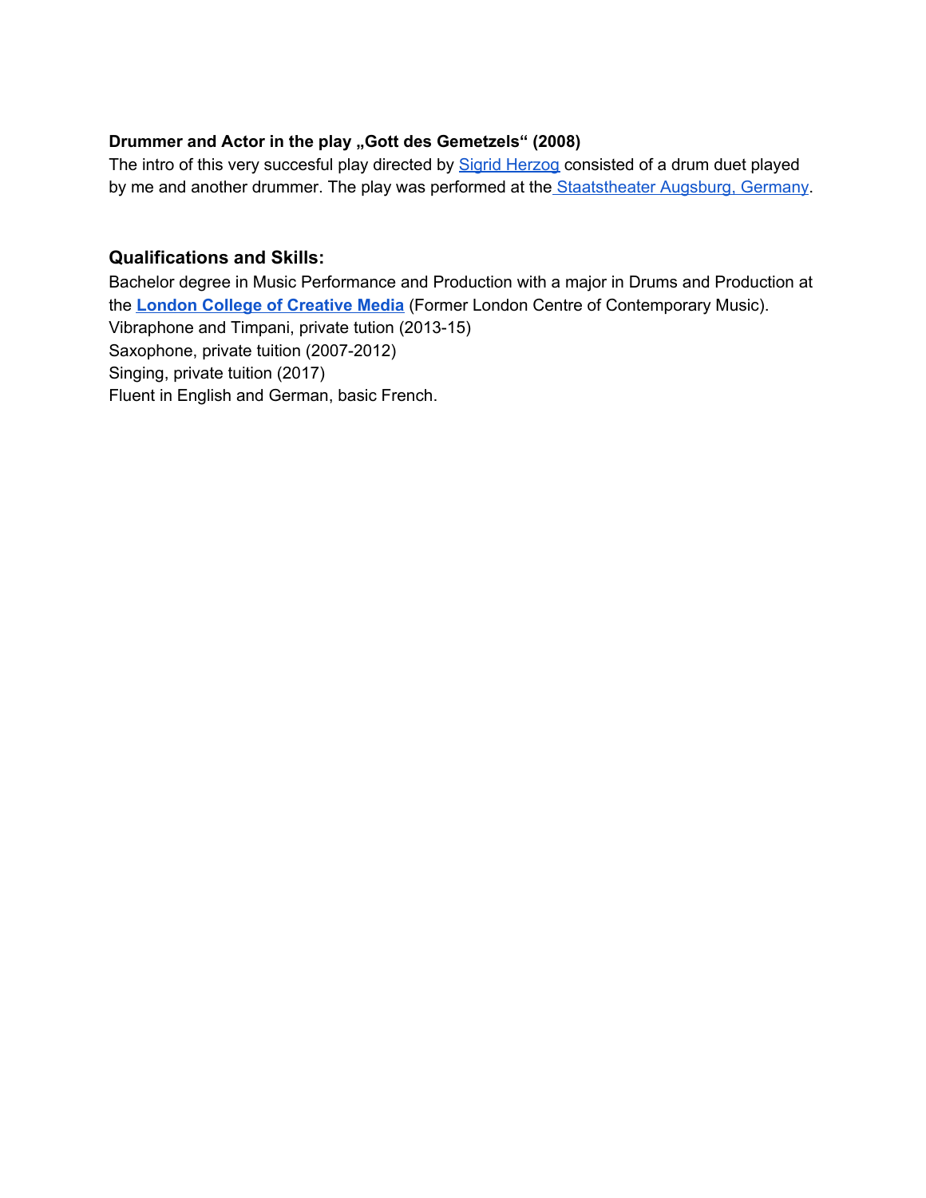**Drummer and Actor in the play „Gott des Gemetzels“ (2008)**
The intro of this very succesful play directed by Sigrid Herzog consisted of a drum duet played by me and another drummer. The play was performed at the Staatstheater Augsburg, Germany.

### Qualifications and Skills:

Bachelor degree in Music Performance and Production with a major in Drums and Production at the **London College of Creative Media** (Former London Centre of Contemporary Music).
Vibraphone and Timpani, private tution (2013-15)
Saxophone, private tuition (2007-2012)
Singing, private tuition (2017)
Fluent in English and German, basic French.